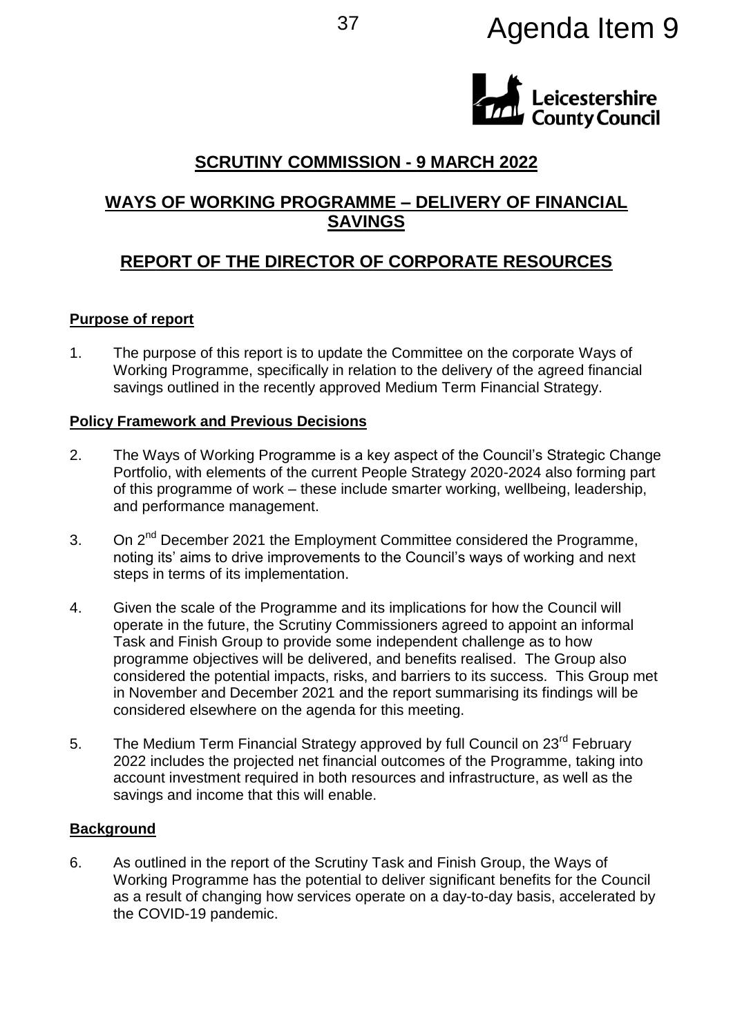Agenda Item 9

Leicestershire County Council

# SCRUTINY COMMISSION - 9 MARCH 2022

## WAYS OF WORKING PROGRAMME – DELIVERY OF FINANCIAL SAVINGS

## REPORT OF THE DIRECTOR OF CORPORATE RESOURCES

### Purpose of report

1. The purpose of this report is to update the Committee on the corporate Ways of Working Programme, specifically in relation to the delivery of the agreed financial savings outlined in the recently approved Medium Term Financial Strategy.

### Policy Framework and Previous Decisions

2. The Ways of Working Programme is a key aspect of the Council's Strategic Change Portfolio, with elements of the current People Strategy 2020-2024 also forming part of this programme of work – these include smarter working, wellbeing, leadership, and performance management.

3. On 2nd December 2021 the Employment Committee considered the Programme, noting its' aims to drive improvements to the Council's ways of working and next steps in terms of its implementation.

4. Given the scale of the Programme and its implications for how the Council will operate in the future, the Scrutiny Commissioners agreed to appoint an informal Task and Finish Group to provide some independent challenge as to how programme objectives will be delivered, and benefits realised. The Group also considered the potential impacts, risks, and barriers to its success. This Group met in November and December 2021 and the report summarising its findings will be considered elsewhere on the agenda for this meeting.

5. The Medium Term Financial Strategy approved by full Council on 23rd February 2022 includes the projected net financial outcomes of the Programme, taking into account investment required in both resources and infrastructure, as well as the savings and income that this will enable.

### Background

6. As outlined in the report of the Scrutiny Task and Finish Group, the Ways of Working Programme has the potential to deliver significant benefits for the Council as a result of changing how services operate on a day-to-day basis, accelerated by the COVID-19 pandemic.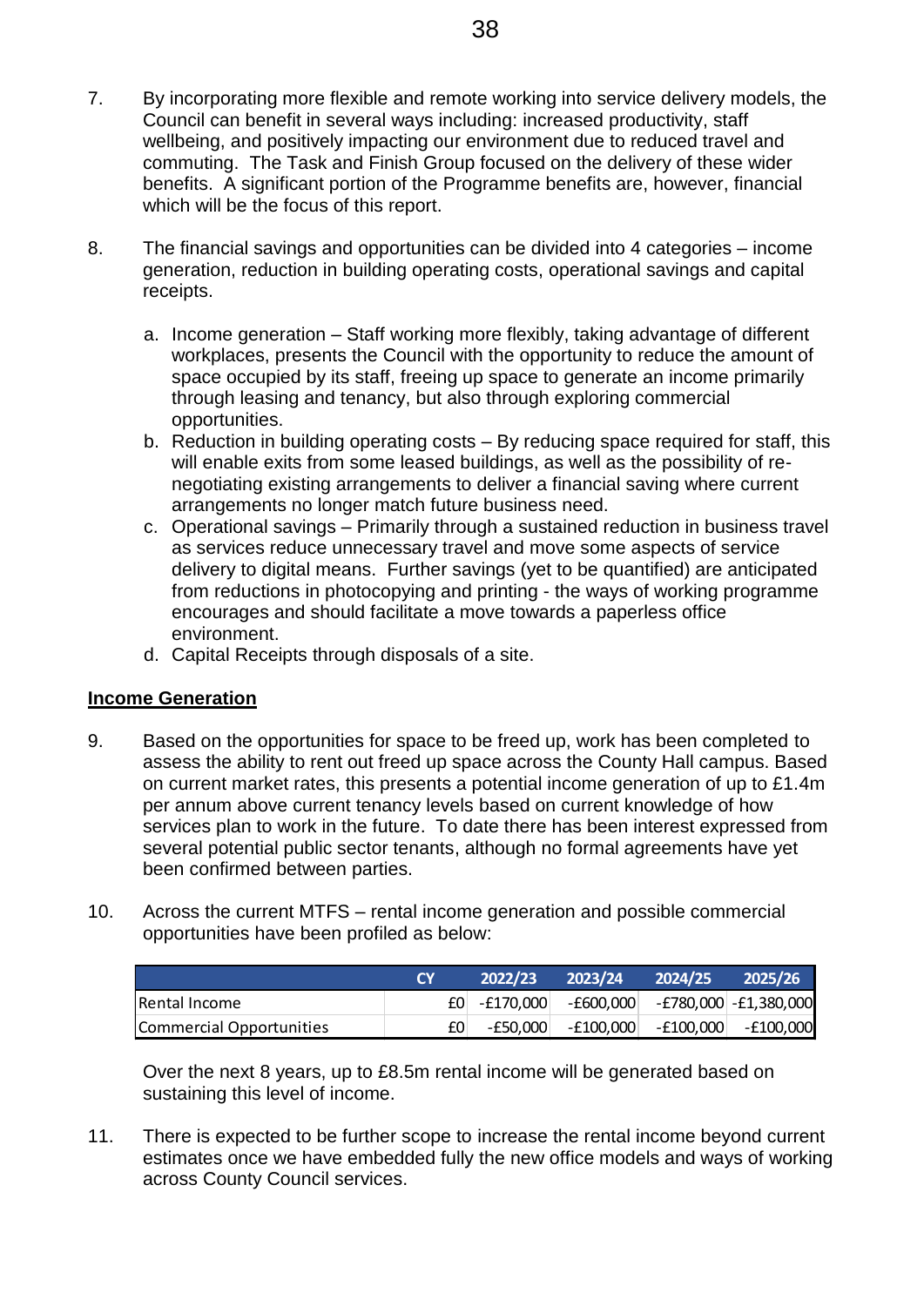7. By incorporating more flexible and remote working into service delivery models, the Council can benefit in several ways including: increased productivity, staff wellbeing, and positively impacting our environment due to reduced travel and commuting. The Task and Finish Group focused on the delivery of these wider benefits. A significant portion of the Programme benefits are, however, financial which will be the focus of this report.

8. The financial savings and opportunities can be divided into 4 categories – income generation, reduction in building operating costs, operational savings and capital receipts.

   a. Income generation – Staff working more flexibly, taking advantage of different workplaces, presents the Council with the opportunity to reduce the amount of space occupied by its staff, freeing up space to generate an income primarily through leasing and tenancy, but also through exploring commercial opportunities.
   b. Reduction in building operating costs – By reducing space required for staff, this will enable exits from some leased buildings, as well as the possibility of re-negotiating existing arrangements to deliver a financial saving where current arrangements no longer match future business need.
   c. Operational savings – Primarily through a sustained reduction in business travel as services reduce unnecessary travel and move some aspects of service delivery to digital means. Further savings (yet to be quantified) are anticipated from reductions in photocopying and printing - the ways of working programme encourages and should facilitate a move towards a paperless office environment.
   d. Capital Receipts through disposals of a site.

**Income Generation**

9. Based on the opportunities for space to be freed up, work has been completed to assess the ability to rent out freed up space across the County Hall campus. Based on current market rates, this presents a potential income generation of up to £1.4m per annum above current tenancy levels based on current knowledge of how services plan to work in the future. To date there has been interest expressed from several potential public sector tenants, although no formal agreements have yet been confirmed between parties.

10. Across the current MTFS – rental income generation and possible commercial opportunities have been profiled as below:

| | CY | 2022/23 | 2023/24 | 2024/25 | 2025/26 |
|---|---|---|---|---|---|
| Rental Income | £0 | -£170,000 | -£600,000 | -£780,000 | -£1,380,000 |
| Commercial Opportunities | £0 | -£50,000 | -£100,000 | -£100,000 | -£100,000 |

    Over the next 8 years, up to £8.5m rental income will be generated based on sustaining this level of income.

11. There is expected to be further scope to increase the rental income beyond current estimates once we have embedded fully the new office models and ways of working across County Council services.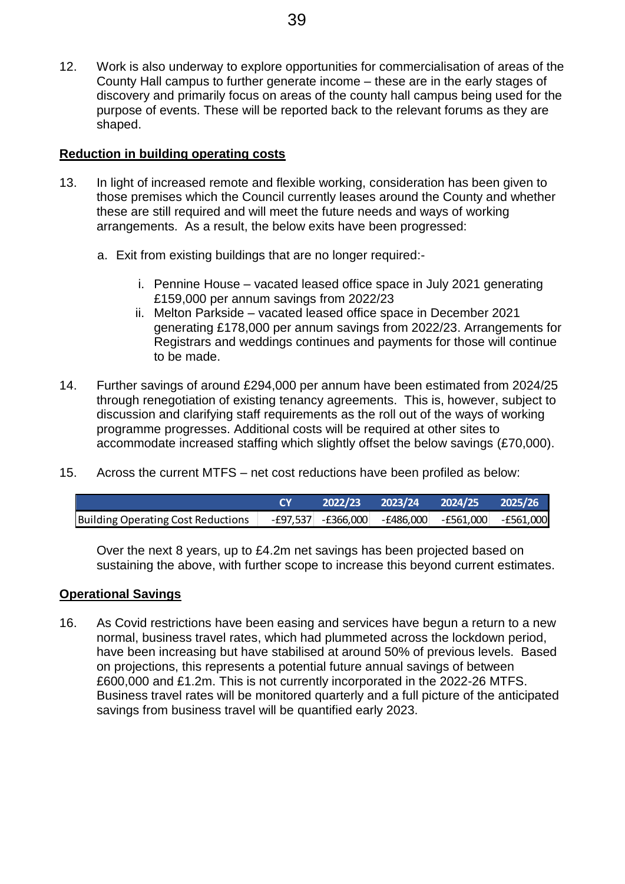12. Work is also underway to explore opportunities for commercialisation of areas of the County Hall campus to further generate income – these are in the early stages of discovery and primarily focus on areas of the county hall campus being used for the purpose of events. These will be reported back to the relevant forums as they are shaped.

**Reduction in building operating costs**

13. In light of increased remote and flexible working, consideration has been given to those premises which the Council currently leases around the County and whether these are still required and will meet the future needs and ways of working arrangements. As a result, the below exits have been progressed:

    a. Exit from existing buildings that are no longer required:-

        i. Pennine House – vacated leased office space in July 2021 generating £159,000 per annum savings from 2022/23
        ii. Melton Parkside – vacated leased office space in December 2021 generating £178,000 per annum savings from 2022/23. Arrangements for Registrars and weddings continues and payments for those will continue to be made.

14. Further savings of around £294,000 per annum have been estimated from 2024/25 through renegotiation of existing tenancy agreements. This is, however, subject to discussion and clarifying staff requirements as the roll out of the ways of working programme progresses. Additional costs will be required at other sites to accommodate increased staffing which slightly offset the below savings (£70,000).

15. Across the current MTFS – net cost reductions have been profiled as below:

| | CY | 2022/23 | 2023/24 | 2024/25 | 2025/26 |
|---|---|---|---|---|---|
| Building Operating Cost Reductions | -£97,537 | -£366,000 | -£486,000 | -£561,000 | -£561,000 |

Over the next 8 years, up to £4.2m net savings has been projected based on sustaining the above, with further scope to increase this beyond current estimates.

**Operational Savings**

16. As Covid restrictions have been easing and services have begun a return to a new normal, business travel rates, which had plummeted across the lockdown period, have been increasing but have stabilised at around 50% of previous levels. Based on projections, this represents a potential future annual savings of between £600,000 and £1.2m. This is not currently incorporated in the 2022-26 MTFS. Business travel rates will be monitored quarterly and a full picture of the anticipated savings from business travel will be quantified early 2023.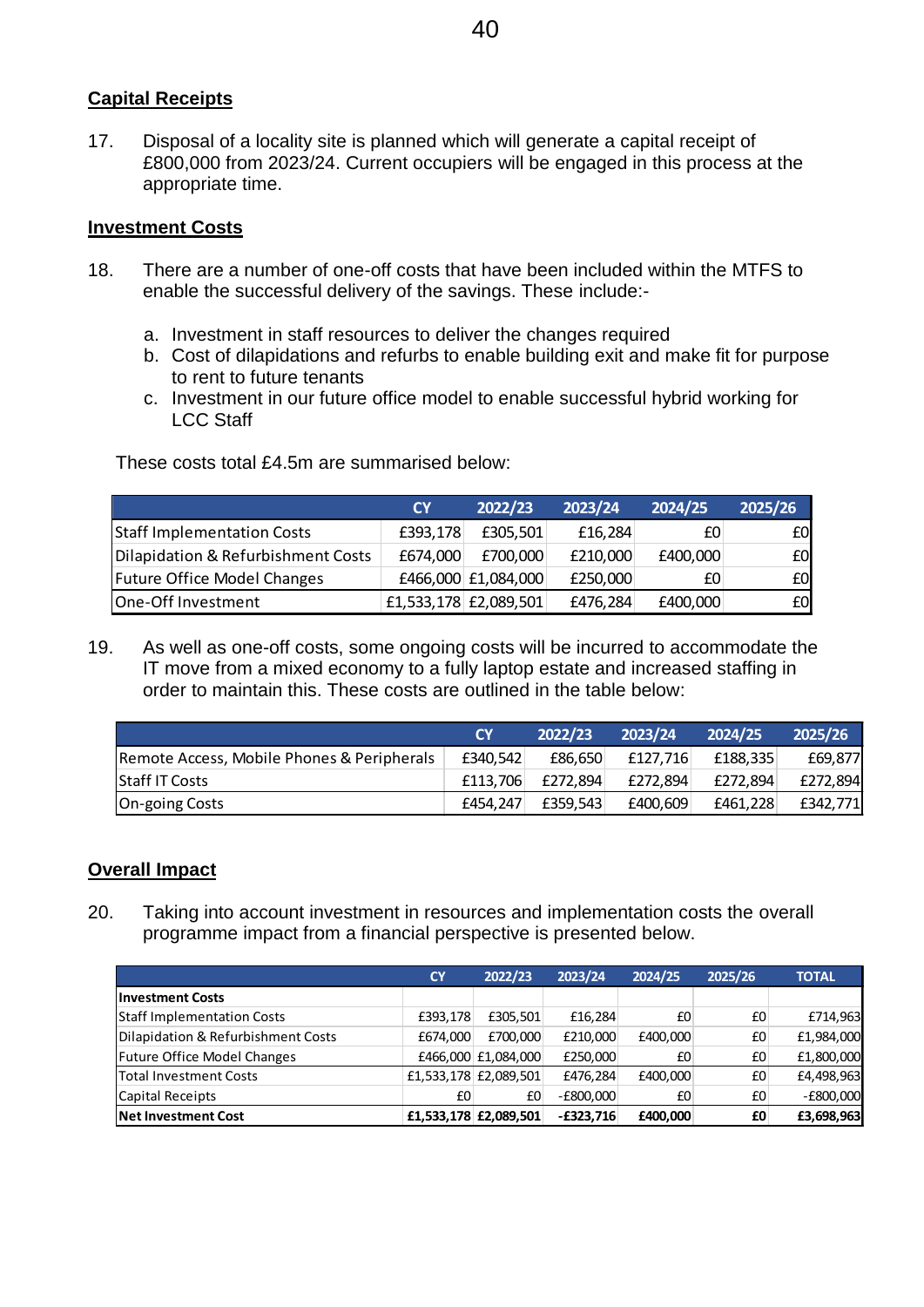## Capital Receipts

17. Disposal of a locality site is planned which will generate a capital receipt of £800,000 from 2023/24. Current occupiers will be engaged in this process at the appropriate time.

## Investment Costs

18. There are a number of one-off costs that have been included within the MTFS to enable the successful delivery of the savings. These include:-

    a. Investment in staff resources to deliver the changes required
    b. Cost of dilapidations and refurbs to enable building exit and make fit for purpose to rent to future tenants
    c. Investment in our future office model to enable successful hybrid working for LCC Staff

These costs total £4.5m are summarised below:

| | CY | 2022/23 | 2023/24 | 2024/25 | 2025/26 |
|---|---|---|---|---|---|
| Staff Implementation Costs | £393,178 | £305,501 | £16,284 | £0 | £0 |
| Dilapidation & Refurbishment Costs | £674,000 | £700,000 | £210,000 | £400,000 | £0 |
| Future Office Model Changes | £466,000 | £1,084,000 | £250,000 | £0 | £0 |
| One-Off Investment | £1,533,178 | £2,089,501 | £476,284 | £400,000 | £0 |

19. As well as one-off costs, some ongoing costs will be incurred to accommodate the IT move from a mixed economy to a fully laptop estate and increased staffing in order to maintain this. These costs are outlined in the table below:

| | CY | 2022/23 | 2023/24 | 2024/25 | 2025/26 |
|---|---|---|---|---|---|
| Remote Access, Mobile Phones & Peripherals | £340,542 | £86,650 | £127,716 | £188,335 | £69,877 |
| Staff IT Costs | £113,706 | £272,894 | £272,894 | £272,894 | £272,894 |
| On-going Costs | £454,247 | £359,543 | £400,609 | £461,228 | £342,771 |

## Overall Impact

20. Taking into account investment in resources and implementation costs the overall programme impact from a financial perspective is presented below.

| | CY | 2022/23 | 2023/24 | 2024/25 | 2025/26 | TOTAL |
|---|---|---|---|---|---|---|
| **Investment Costs** | | | | | | |
| Staff Implementation Costs | £393,178 | £305,501 | £16,284 | £0 | £0 | £714,963 |
| Dilapidation & Refurbishment Costs | £674,000 | £700,000 | £210,000 | £400,000 | £0 | £1,984,000 |
| Future Office Model Changes | £466,000 | £1,084,000 | £250,000 | £0 | £0 | £1,800,000 |
| Total Investment Costs | £1,533,178 | £2,089,501 | £476,284 | £400,000 | £0 | £4,498,963 |
| Capital Receipts | £0 | £0 | -£800,000 | £0 | £0 | -£800,000 |
| **Net Investment Cost** | **£1,533,178** | **£2,089,501** | **-£323,716** | **£400,000** | **£0** | **£3,698,963** |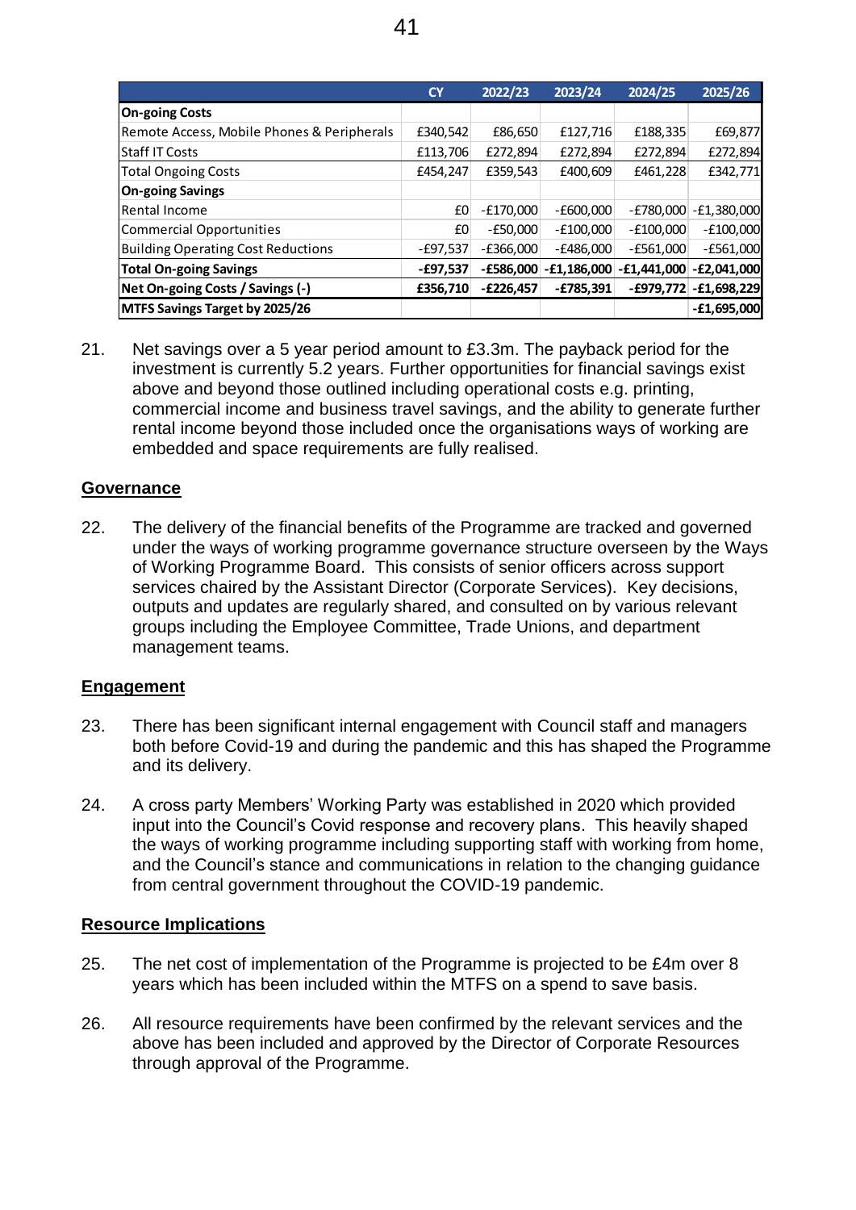| | CY | 2022/23 | 2023/24 | 2024/25 | 2025/26 |
|---|---|---|---|---|---|
| **On-going Costs** | | | | | |
| Remote Access, Mobile Phones & Peripherals | £340,542 | £86,650 | £127,716 | £188,335 | £69,877 |
| Staff IT Costs | £113,706 | £272,894 | £272,894 | £272,894 | £272,894 |
| Total Ongoing Costs | £454,247 | £359,543 | £400,609 | £461,228 | £342,771 |
| **On-going Savings** | | | | | |
| Rental Income | £0 | -£170,000 | -£600,000 | -£780,000 | -£1,380,000 |
| Commercial Opportunities | £0 | -£50,000 | -£100,000 | -£100,000 | -£100,000 |
| Building Operating Cost Reductions | -£97,537 | -£366,000 | -£486,000 | -£561,000 | -£561,000 |
| **Total On-going Savings** | **-£97,537** | **-£586,000** | **-£1,186,000** | **-£1,441,000** | **-£2,041,000** |
| **Net On-going Costs / Savings (-)** | **£356,710** | **-£226,457** | **-£785,391** | **-£979,772** | **-£1,698,229** |
| **MTFS Savings Target by 2025/26** | | | | | **-£1,695,000** |

21. Net savings over a 5 year period amount to £3.3m. The payback period for the investment is currently 5.2 years. Further opportunities for financial savings exist above and beyond those outlined including operational costs e.g. printing, commercial income and business travel savings, and the ability to generate further rental income beyond those included once the organisations ways of working are embedded and space requirements are fully realised.

## Governance

22. The delivery of the financial benefits of the Programme are tracked and governed under the ways of working programme governance structure overseen by the Ways of Working Programme Board. This consists of senior officers across support services chaired by the Assistant Director (Corporate Services). Key decisions, outputs and updates are regularly shared, and consulted on by various relevant groups including the Employee Committee, Trade Unions, and department management teams.

## Engagement

23. There has been significant internal engagement with Council staff and managers both before Covid-19 and during the pandemic and this has shaped the Programme and its delivery.

24. A cross party Members' Working Party was established in 2020 which provided input into the Council's Covid response and recovery plans. This heavily shaped the ways of working programme including supporting staff with working from home, and the Council's stance and communications in relation to the changing guidance from central government throughout the COVID-19 pandemic.

## Resource Implications

25. The net cost of implementation of the Programme is projected to be £4m over 8 years which has been included within the MTFS on a spend to save basis.

26. All resource requirements have been confirmed by the relevant services and the above has been included and approved by the Director of Corporate Resources through approval of the Programme.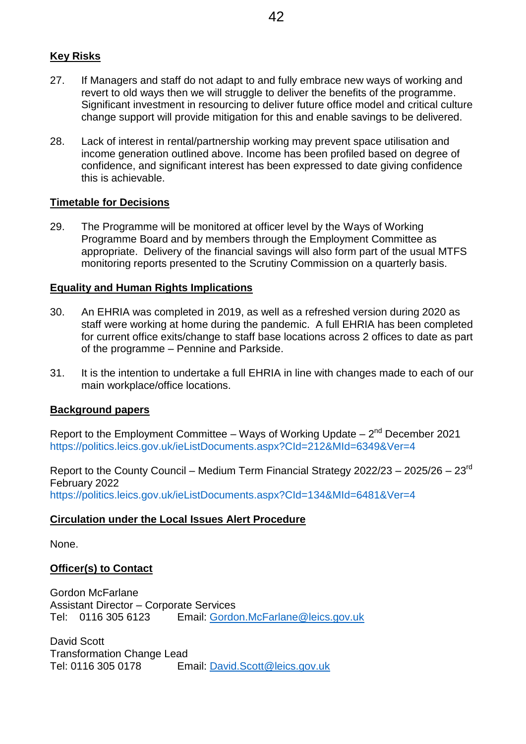**Key Risks**

27. If Managers and staff do not adapt to and fully embrace new ways of working and revert to old ways then we will struggle to deliver the benefits of the programme. Significant investment in resourcing to deliver future office model and critical culture change support will provide mitigation for this and enable savings to be delivered.

28. Lack of interest in rental/partnership working may prevent space utilisation and income generation outlined above. Income has been profiled based on degree of confidence, and significant interest has been expressed to date giving confidence this is achievable.

**Timetable for Decisions**

29. The Programme will be monitored at officer level by the Ways of Working Programme Board and by members through the Employment Committee as appropriate. Delivery of the financial savings will also form part of the usual MTFS monitoring reports presented to the Scrutiny Commission on a quarterly basis.

**Equality and Human Rights Implications**

30. An EHRIA was completed in 2019, as well as a refreshed version during 2020 as staff were working at home during the pandemic. A full EHRIA has been completed for current office exits/change to staff base locations across 2 offices to date as part of the programme – Pennine and Parkside.

31. It is the intention to undertake a full EHRIA in line with changes made to each of our main workplace/office locations.

**Background papers**

Report to the Employment Committee – Ways of Working Update – 2nd December 2021
https://politics.leics.gov.uk/ieListDocuments.aspx?CId=212&MId=6349&Ver=4

Report to the County Council – Medium Term Financial Strategy 2022/23 – 2025/26 – 23rd February 2022
https://politics.leics.gov.uk/ieListDocuments.aspx?CId=134&MId=6481&Ver=4

**Circulation under the Local Issues Alert Procedure**

None.

**Officer(s) to Contact**

Gordon McFarlane
Assistant Director – Corporate Services
Tel: 0116 305 6123 Email: Gordon.McFarlane@leics.gov.uk

David Scott
Transformation Change Lead
Tel: 0116 305 0178 Email: David.Scott@leics.gov.uk